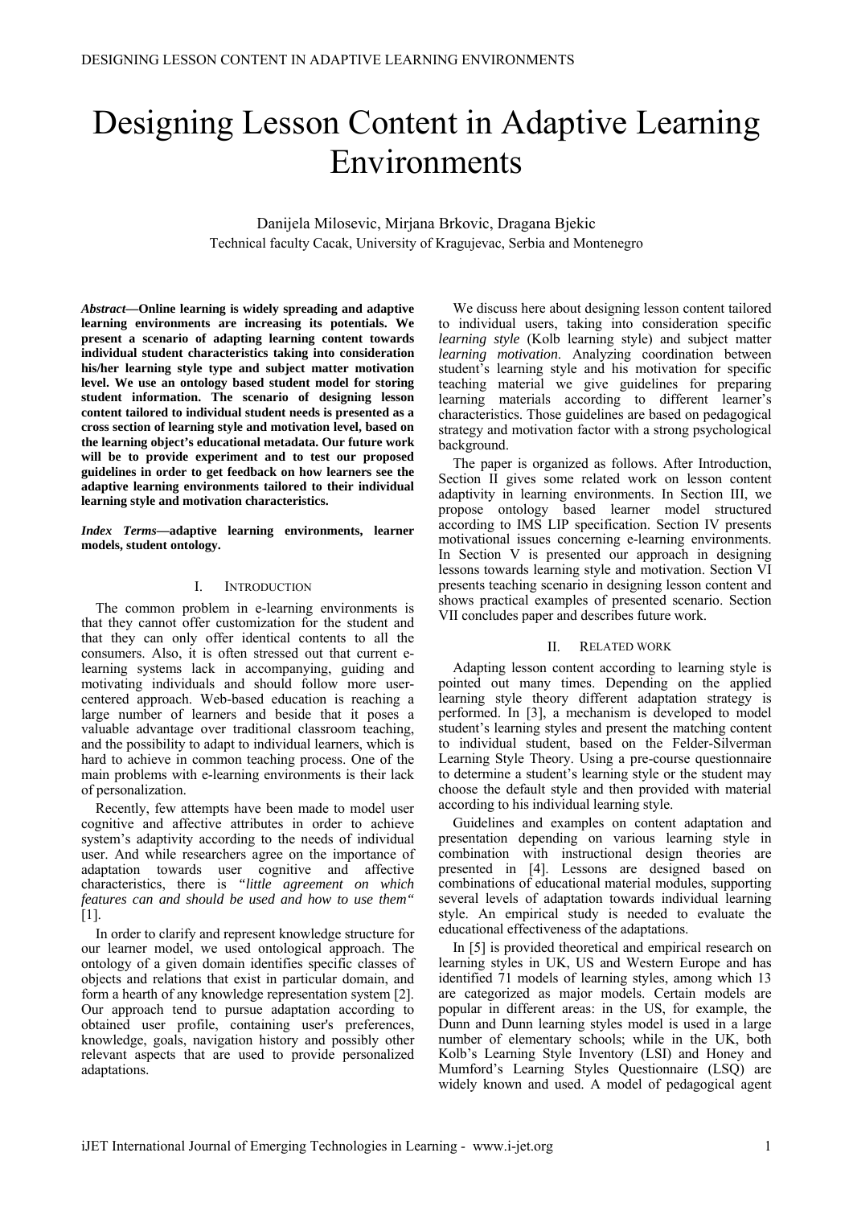# Designing Lesson Content in Adaptive Learning Environments

Danijela Milosevic, Mirjana Brkovic, Dragana Bjekic
Technical faculty Cacak, University of Kragujevac, Serbia and Montenegro

***Abstract*—Online learning is widely spreading and adaptive learning environments are increasing its potentials. We present a scenario of adapting learning content towards individual student characteristics taking into consideration his/her learning style type and subject matter motivation level. We use an ontology based student model for storing student information. The scenario of designing lesson content tailored to individual student needs is presented as a cross section of learning style and motivation level, based on the learning object's educational metadata. Our future work will be to provide experiment and to test our proposed guidelines in order to get feedback on how learners see the adaptive learning environments tailored to their individual learning style and motivation characteristics.**

***Index Terms*—adaptive learning environments, learner models, student ontology.**

## I. Introduction

The common problem in e-learning environments is that they cannot offer customization for the student and that they can only offer identical contents to all the consumers. Also, it is often stressed out that current e-learning systems lack in accompanying, guiding and motivating individuals and should follow more user-centered approach. Web-based education is reaching a large number of learners and beside that it poses a valuable advantage over traditional classroom teaching, and the possibility to adapt to individual learners, which is hard to achieve in common teaching process. One of the main problems with e-learning environments is their lack of personalization.

Recently, few attempts have been made to model user cognitive and affective attributes in order to achieve system's adaptivity according to the needs of individual user. And while researchers agree on the importance of adaptation towards user cognitive and affective characteristics, there is *"little agreement on which features can and should be used and how to use them"* [1].

In order to clarify and represent knowledge structure for our learner model, we used ontological approach. The ontology of a given domain identifies specific classes of objects and relations that exist in particular domain, and form a hearth of any knowledge representation system [2]. Our approach tend to pursue adaptation according to obtained user profile, containing user's preferences, knowledge, goals, navigation history and possibly other relevant aspects that are used to provide personalized adaptations.

We discuss here about designing lesson content tailored to individual users, taking into consideration specific *learning style* (Kolb learning style) and subject matter *learning motivation*. Analyzing coordination between student's learning style and his motivation for specific teaching material we give guidelines for preparing learning materials according to different learner's characteristics. Those guidelines are based on pedagogical strategy and motivation factor with a strong psychological background.

The paper is organized as follows. After Introduction, Section II gives some related work on lesson content adaptivity in learning environments. In Section III, we propose ontology based learner model structured according to IMS LIP specification. Section IV presents motivational issues concerning e-learning environments. In Section V is presented our approach in designing lessons towards learning style and motivation. Section VI presents teaching scenario in designing lesson content and shows practical examples of presented scenario. Section VII concludes paper and describes future work.

## II. Related work

Adapting lesson content according to learning style is pointed out many times. Depending on the applied learning style theory different adaptation strategy is performed. In [3], a mechanism is developed to model student's learning styles and present the matching content to individual student, based on the Felder-Silverman Learning Style Theory. Using a pre-course questionnaire to determine a student's learning style or the student may choose the default style and then provided with material according to his individual learning style.

Guidelines and examples on content adaptation and presentation depending on various learning style in combination with instructional design theories are presented in [4]. Lessons are designed based on combinations of educational material modules, supporting several levels of adaptation towards individual learning style. An empirical study is needed to evaluate the educational effectiveness of the adaptations.

In [5] is provided theoretical and empirical research on learning styles in UK, US and Western Europe and has identified 71 models of learning styles, among which 13 are categorized as major models. Certain models are popular in different areas: in the US, for example, the Dunn and Dunn learning styles model is used in a large number of elementary schools; while in the UK, both Kolb's Learning Style Inventory (LSI) and Honey and Mumford's Learning Styles Questionnaire (LSQ) are widely known and used. A model of pedagogical agent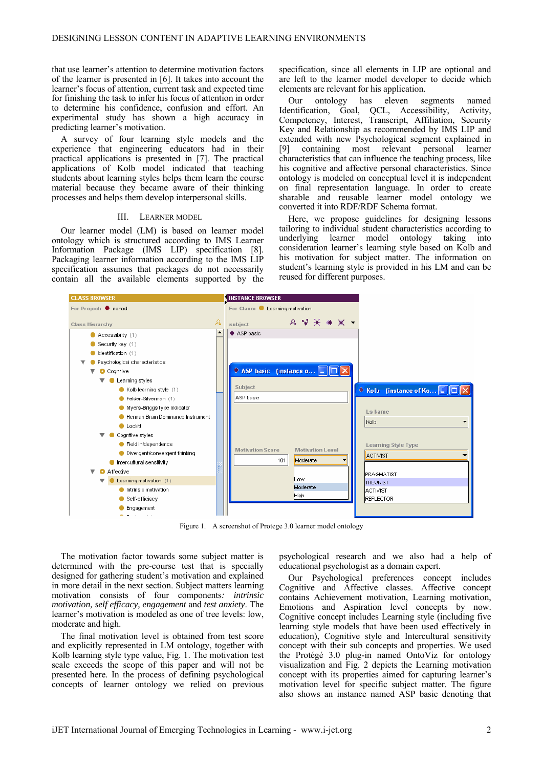that use learner's attention to determine motivation factors of the learner is presented in [6]. It takes into account the learner's focus of attention, current task and expected time for finishing the task to infer his focus of attention in order to determine his confidence, confusion and effort. An experimental study has shown a high accuracy in predicting learner's motivation.

A survey of four learning style models and the experience that engineering educators had in their practical applications is presented in [7]. The practical applications of Kolb model indicated that teaching students about learning styles helps them learn the course material because they became aware of their thinking processes and helps them develop interpersonal skills.

## III. Learner Model

Our learner model (LM) is based on learner model ontology which is structured according to IMS Learner Information Package (IMS LIP) specification [8]. Packaging learner information according to the IMS LIP specification assumes that packages do not necessarily contain all the available elements supported by the specification, since all elements in LIP are optional and are left to the learner model developer to decide which elements are relevant for his application.

Our ontology has eleven segments named Identification, Goal, QCL, Accessibility, Activity, Competency, Interest, Transcript, Affiliation, Security Key and Relationship as recommended by IMS LIP and extended with new Psychological segment explained in [9] containing most relevant personal learner characteristics that can influence the teaching process, like his cognitive and affective personal characteristics. Since ontology is modeled on conceptual level it is independent on final representation language. In order to create sharable and reusable learner model ontology we converted it into RDF/RDF Schema format.

Here, we propose guidelines for designing lessons tailoring to individual student characteristics according to underlying learner model ontology taking into consideration learner's learning style based on Kolb and his motivation for subject matter. The information on student's learning style is provided in his LM and can be reused for different purposes.

Figure 1. A screenshot of Protege 3.0 learner model ontology

The motivation factor towards some subject matter is determined with the pre-course test that is specially designed for gathering student's motivation and explained in more detail in the next section. Subject matters learning motivation consists of four components: *intrinsic motivation, self efficacy, engagement* and *test anxiety*. The learner's motivation is modeled as one of tree levels: low, moderate and high.

The final motivation level is obtained from test score and explicitly represented in LM ontology, together with Kolb learning style type value, Fig. 1. The motivation test scale exceeds the scope of this paper and will not be presented here. In the process of defining psychological concepts of learner ontology we relied on previous psychological research and we also had a help of educational psychologist as a domain expert.

Our Psychological preferences concept includes Cognitive and Affective classes. Affective concept contains Achievement motivation, Learning motivation, Emotions and Aspiration level concepts by now. Cognitive concept includes Learning style (including five learning style models that have been used effectively in education), Cognitive style and Intercultural sensitivity concept with their sub concepts and properties. We used the Protégé 3.0 plug-in named OntoViz for ontology visualization and Fig. 2 depicts the Learning motivation concept with its properties aimed for capturing learner's motivation level for specific subject matter. The figure also shows an instance named ASP basic denoting that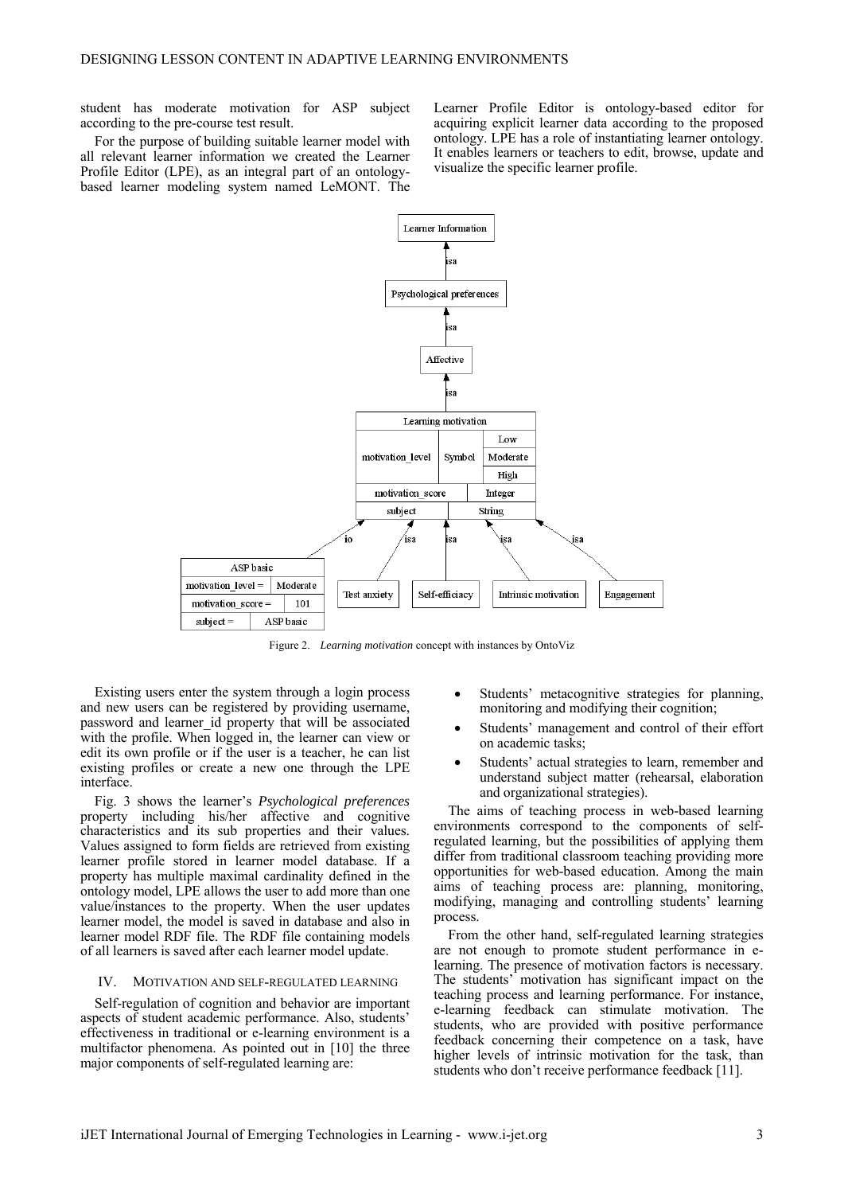student has moderate motivation for ASP subject according to the pre-course test result.

For the purpose of building suitable learner model with all relevant learner information we created the Learner Profile Editor (LPE), as an integral part of an ontology-based learner modeling system named LeMONT. The Learner Profile Editor is ontology-based editor for acquiring explicit learner data according to the proposed ontology. LPE has a role of instantiating learner ontology. It enables learners or teachers to edit, browse, update and visualize the specific learner profile.

Figure 2. *Learning motivation* concept with instances by OntoViz

Existing users enter the system through a login process and new users can be registered by providing username, password and learner_id property that will be associated with the profile. When logged in, the learner can view or edit its own profile or if the user is a teacher, he can list existing profiles or create a new one through the LPE interface.

Fig. 3 shows the learner's *Psychological preferences* property including his/her affective and cognitive characteristics and its sub properties and their values. Values assigned to form fields are retrieved from existing learner profile stored in learner model database. If a property has multiple maximal cardinality defined in the ontology model, LPE allows the user to add more than one value/instances to the property. When the user updates learner model, the model is saved in database and also in learner model RDF file. The RDF file containing models of all learners is saved after each learner model update.

## IV. MOTIVATION AND SELF-REGULATED LEARNING

Self-regulation of cognition and behavior are important aspects of student academic performance. Also, students' effectiveness in traditional or e-learning environment is a multifactor phenomena. As pointed out in [10] the three major components of self-regulated learning are:

- Students' metacognitive strategies for planning, monitoring and modifying their cognition;
- Students' management and control of their effort on academic tasks;
- Students' actual strategies to learn, remember and understand subject matter (rehearsal, elaboration and organizational strategies).

The aims of teaching process in web-based learning environments correspond to the components of self-regulated learning, but the possibilities of applying them differ from traditional classroom teaching providing more opportunities for web-based education. Among the main aims of teaching process are: planning, monitoring, modifying, managing and controlling students' learning process.

From the other hand, self-regulated learning strategies are not enough to promote student performance in e-learning. The presence of motivation factors is necessary. The students' motivation has significant impact on the teaching process and learning performance. For instance, e-learning feedback can stimulate motivation. The students, who are provided with positive performance feedback concerning their competence on a task, have higher levels of intrinsic motivation for the task, than students who don't receive performance feedback [11].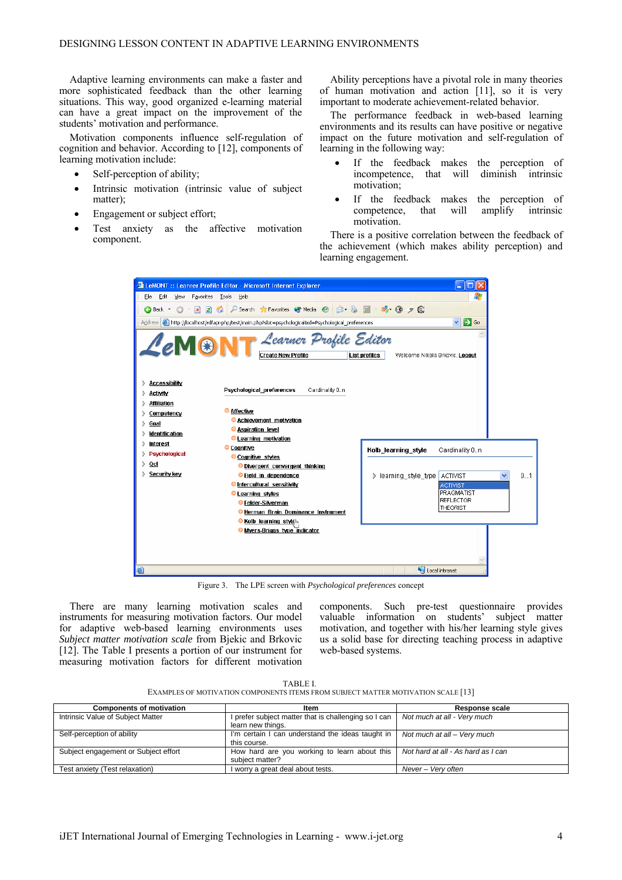Adaptive learning environments can make a faster and more sophisticated feedback than the other learning situations. This way, good organized e-learning material can have a great impact on the improvement of the students' motivation and performance.

Motivation components influence self-regulation of cognition and behavior. According to [12], components of learning motivation include:

- Self-perception of ability;
- Intrinsic motivation (intrinsic value of subject matter);
- Engagement or subject effort;
- Test anxiety as the affective motivation component.

Ability perceptions have a pivotal role in many theories of human motivation and action [11], so it is very important to moderate achievement-related behavior.

The performance feedback in web-based learning environments and its results can have positive or negative impact on the future motivation and self-regulation of learning in the following way:

- If the feedback makes the perception of incompetence, that will diminish intrinsic motivation;
- If the feedback makes the perception of competence, that will amplify intrinsic motivation.

There is a positive correlation between the feedback of the achievement (which makes ability perception) and learning engagement.

Figure 3. The LPE screen with *Psychological preferences* concept

There are many learning motivation scales and instruments for measuring motivation factors. Our model for adaptive web-based learning environments uses *Subject matter motivation scale* from Bjekic and Brkovic [12]. The Table I presents a portion of our instrument for measuring motivation factors for different motivation components. Such pre-test questionnaire provides valuable information on students' subject matter motivation, and together with his/her learning style gives us a solid base for directing teaching process in adaptive web-based systems.

TABLE I.
EXAMPLES OF MOTIVATION COMPONENTS ITEMS FROM SUBJECT MATTER MOTIVATION SCALE [13]

| Components of motivation | Item | Response scale |
|---|---|---|
| Intrinsic Value of Subject Matter | I prefer subject matter that is challenging so I can learn new things. | *Not much at all - Very much* |
| Self-perception of ability | I'm certain I can understand the ideas taught in this course. | *Not much at all – Very much* |
| Subject engagement or Subject effort | How hard are you working to learn about this subject matter? | *Not hard at all - As hard as I can* |
| Test anxiety (Test relaxation) | I worry a great deal about tests. | *Never – Very often* |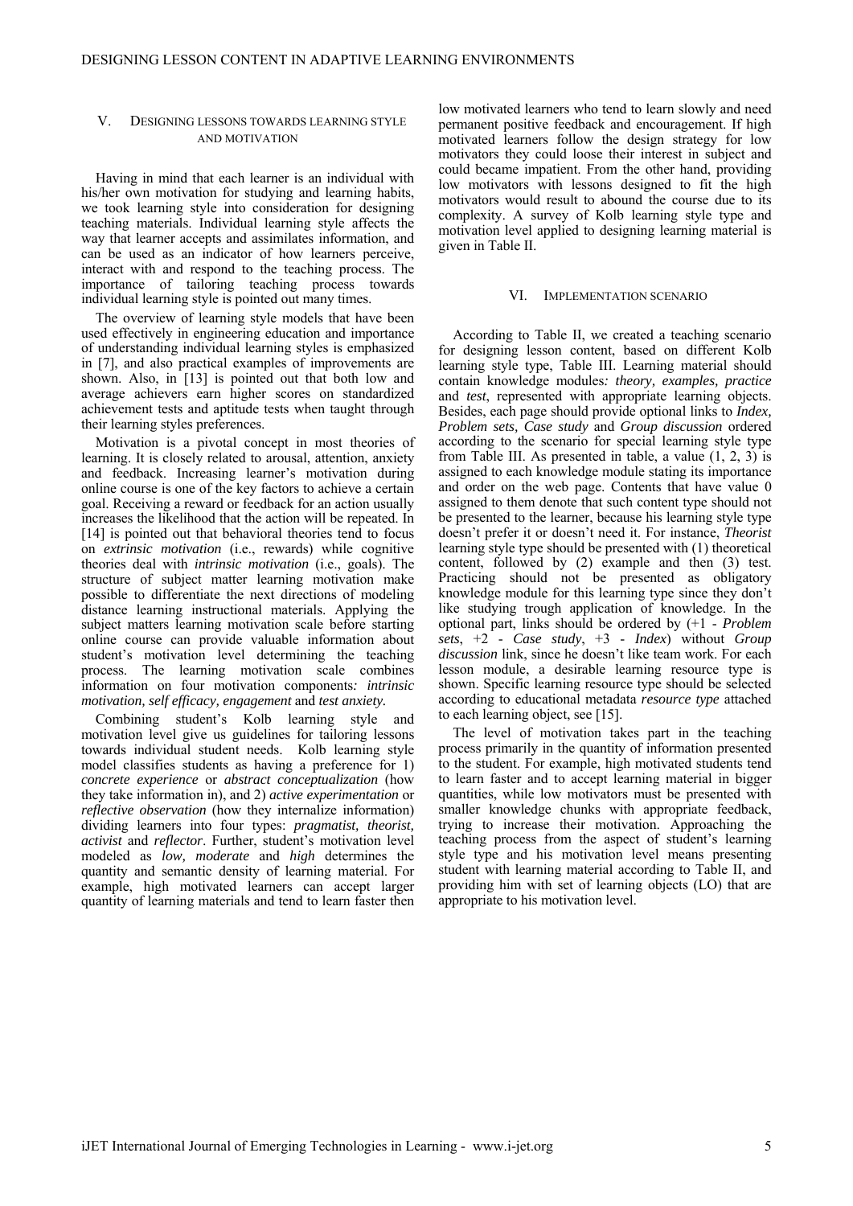## V. Designing lessons towards learning style and motivation

Having in mind that each learner is an individual with his/her own motivation for studying and learning habits, we took learning style into consideration for designing teaching materials. Individual learning style affects the way that learner accepts and assimilates information, and can be used as an indicator of how learners perceive, interact with and respond to the teaching process. The importance of tailoring teaching process towards individual learning style is pointed out many times.

The overview of learning style models that have been used effectively in engineering education and importance of understanding individual learning styles is emphasized in [7], and also practical examples of improvements are shown. Also, in [13] is pointed out that both low and average achievers earn higher scores on standardized achievement tests and aptitude tests when taught through their learning styles preferences.

Motivation is a pivotal concept in most theories of learning. It is closely related to arousal, attention, anxiety and feedback. Increasing learner's motivation during online course is one of the key factors to achieve a certain goal. Receiving a reward or feedback for an action usually increases the likelihood that the action will be repeated. In [14] is pointed out that behavioral theories tend to focus on *extrinsic motivation* (i.e., rewards) while cognitive theories deal with *intrinsic motivation* (i.e., goals). The structure of subject matter learning motivation make possible to differentiate the next directions of modeling distance learning instructional materials. Applying the subject matters learning motivation scale before starting online course can provide valuable information about student's motivation level determining the teaching process. The learning motivation scale combines information on four motivation components*: intrinsic motivation, self efficacy, engagement* and *test anxiety.*

Combining student's Kolb learning style and motivation level give us guidelines for tailoring lessons towards individual student needs. Kolb learning style model classifies students as having a preference for 1) *concrete experience* or *abstract conceptualization* (how they take information in), and 2) *active experimentation* or *reflective observation* (how they internalize information) dividing learners into four types: *pragmatist, theorist, activist* and *reflector*. Further, student's motivation level modeled as *low, moderate* and *high* determines the quantity and semantic density of learning material. For example, high motivated learners can accept larger quantity of learning materials and tend to learn faster then low motivated learners who tend to learn slowly and need permanent positive feedback and encouragement. If high motivated learners follow the design strategy for low motivators they could loose their interest in subject and could became impatient. From the other hand, providing low motivators with lessons designed to fit the high motivators would result to abound the course due to its complexity. A survey of Kolb learning style type and motivation level applied to designing learning material is given in Table II.

## VI. Implementation scenario

According to Table II, we created a teaching scenario for designing lesson content, based on different Kolb learning style type, Table III. Learning material should contain knowledge modules*: theory, examples, practice* and *test*, represented with appropriate learning objects. Besides, each page should provide optional links to *Index, Problem sets, Case study* and *Group discussion* ordered according to the scenario for special learning style type from Table III. As presented in table, a value (1, 2, 3) is assigned to each knowledge module stating its importance and order on the web page. Contents that have value 0 assigned to them denote that such content type should not be presented to the learner, because his learning style type doesn't prefer it or doesn't need it. For instance, *Theorist* learning style type should be presented with (1) theoretical content, followed by (2) example and then (3) test. Practicing should not be presented as obligatory knowledge module for this learning type since they don't like studying trough application of knowledge. In the optional part, links should be ordered by (+1 - *Problem sets*, +2 - *Case study*, +3 - *Index*) without *Group discussion* link, since he doesn't like team work. For each lesson module, a desirable learning resource type is shown. Specific learning resource type should be selected according to educational metadata *resource type* attached to each learning object, see [15].

The level of motivation takes part in the teaching process primarily in the quantity of information presented to the student. For example, high motivated students tend to learn faster and to accept learning material in bigger quantities, while low motivators must be presented with smaller knowledge chunks with appropriate feedback, trying to increase their motivation. Approaching the teaching process from the aspect of student's learning style type and his motivation level means presenting student with learning material according to Table II, and providing him with set of learning objects (LO) that are appropriate to his motivation level.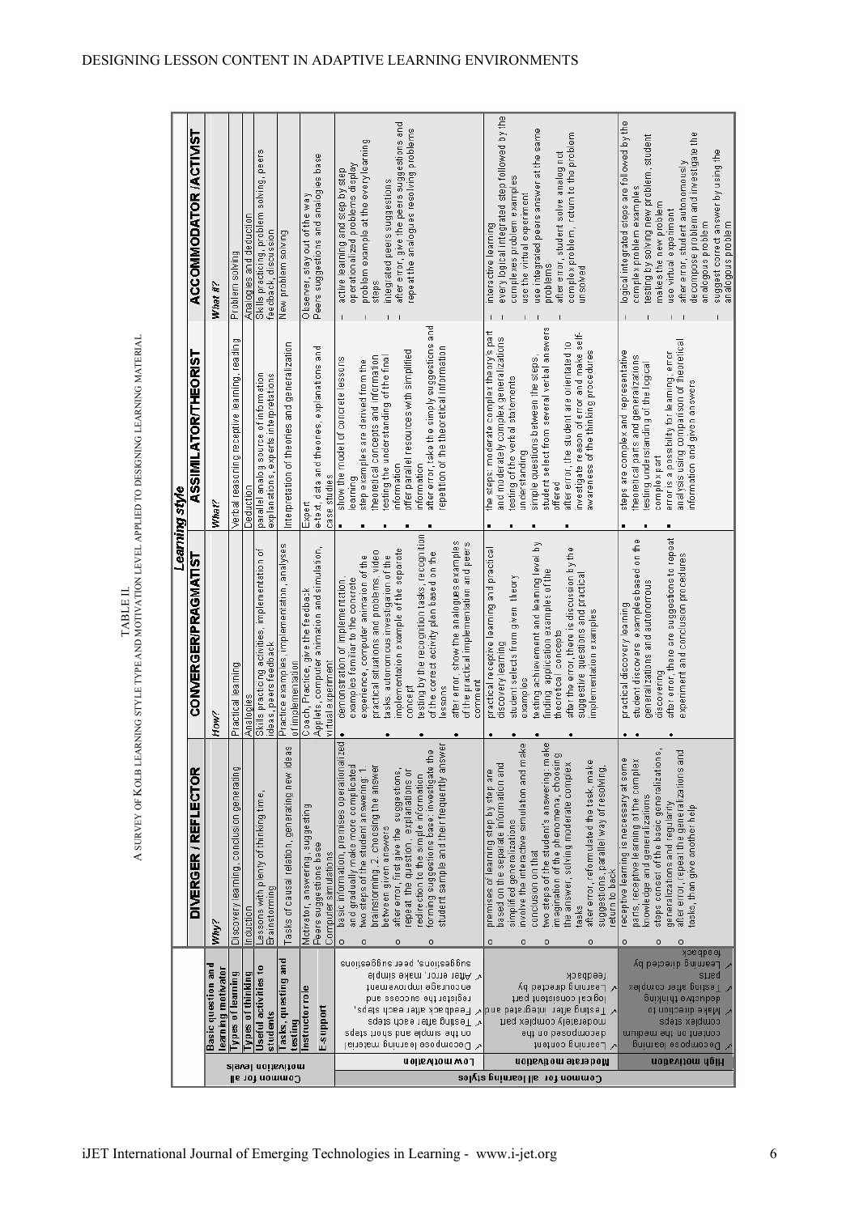TABLE II.
A SURVEY OF KOLB LEARNING STYLE TYPE AND MOTIVATION LEVEL APPLIED TO DESIGNING LEARNING MATERIAL

| | | Learning style | | | |
|---|---|---|---|---|---|
| | | DIVERGER / REFLECTOR | CONVERGER/PRAGMATIST | ASSIMILATOR/THEORIST | ACCOMMODATOR /ACTIVIST |
| Common for all motivation levels | Basic question and learning motivator | *Why?* | *How?* | *What?* | *What if?* |
| | Types of learning | Discovery learning, conclusion generating | Practical learning | Verbal reasoning receptive learning, reading | Problem solving |
| | Types of thinking | Induction | Analogies | Deduction | Analogies and deduction |
| | Useful activities to students | Lessons with plenty of thinking time, Brainstorming | Skills practicing activities, implementation of ideas, peers feedback | parallel analog source of information explanations, experts interpretations | Skills practicing, problem solving, peers feedback, discussion |
| | Tasks, questing and testing | Tasks of causal relation, generating new ideas | Practice examples, implementation, analyses of implementation | Interpretation of theories and generalization | New problem solving |
| | Instructor role | Motivator, answering, suggesting | Coach, Practice, give the feedback | Expert | Observer, stay out of the way |
| | E-support | Peers suggestions base Computer simulations | Applets, computer animation and simulation, virtual experiment | e-text, data and theories, explanations and case studies | Peers suggestions and analogies base |
| Common for all learning styles: Low motivation | ✓ Decompose learning material on the simple and short steps<br>✓ Testing after each steps<br>✓ Feedback after each steps, register the success and encourage improvement<br>✓ After error, make simple suggestions, peer suggestions | ○ Basic information, premises operationalized and gradually make more complicated<br>○ two steps of the student answering: 1. brainstorming, 2. choosing the answer between given answers<br>○ after error, first give the suggestions, repeat the question, explanations or redirection to the simple information<br>○ forming suggestions base: investigate the student sample and their frequently answer | • demonstration of implementation, examples familiar to the concrete experience, computer animation of the practical situations and problems, video tasks: autonomous investigation of the implementation example of the separate concept<br>• testing by the recognition tasks, recognition of the correct activity plan based on the lessons<br>• after error, show the analogues examples of the practical implementation and peers comment | ▪ show the model of concrete lessons learning<br>▪ step examples are derived from the theoretical concepts and information testing the understanding of the final information<br>▪ offer parallel resources with simplified information<br>▪ after error, take the simply suggestions and repetition of the theoretical information | – active learning and step by step operationalized problems display<br>– problem example at the everylearning steps<br>– integrated peers suggestions<br>– after error, give the peers suggestions and repeat the analogues resolving problems |
| Moderate motivation | ✓ Learning content decomposed on the moderately complex part<br>✓ Testing after integrated and logical consistent part<br>✓ Learning directed by feedback | ○ premises of learning step by step are based on the separate information and simplified generalizations<br>○ involve the interactive simulation and make conclusion on that<br>○ two steps of the student's answering: make imagination of the phenomena, choosing the answer, solving moderate complex tasks<br>○ after error, reformulated the task, make suggestions, parallel way of resolving, return to back | • practical receptive learning and practical discovery learning<br>• student selects from given theory examples<br>• testing achievement and learning level by finding application examples of the theoretical concepts<br>• after the error, there is discussion by the suggestive questions and practical implementation examples | ▪ the steps: moderate complex theory's part and moderately complex generalizations<br>▪ testing of the verbal statements understanding<br>▪ simple questions between the steps, student select from several verbal answers offered<br>▪ after error, the student are orientated to investigate reason of error and make self-awareness of the thinking procedures | – interactive learning<br>– every logical integrated step followed by the complexes problem examples<br>– use the virtual experiment<br>– use integrated peers answer at the same problems<br>– after error, student solve analog not complex problem, return to the problem unsolved |
| High motivation | ✓ Decompose learning content on the medium complex steps<br>✓ Make direction to deductive thinking<br>✓ Testing after complex parts<br>✓ Learning directed by feedback | ○ receptive learning is necessary at some parts, receptive learning of the complex knowledge and generalizations<br>○ steps consist of the basic generalizations, generalizations and regularity<br>○ after error, repeat the generalizations and tasks, than give another help | • practical discovery learning<br>• student discovers examples based on the generalizations and autonomous discovering<br>• after error, there are suggestions to repeat experiment and conclusion procedures | ▪ steps are complex and representative theoretical parts and generalizations testing understanding of the logical complex part<br>▪ error is a possibility for learning, error analysis using comparison of theoretical information and given answers | – logical integrated steps are followed by the complex problem examples<br>– testing by solving new problem, student makes the new problem<br>– use virtual experiment<br>– after error, student autonomously decompose problem and investigate the analogous problem<br>– suggest correct answer by using the analogous problem |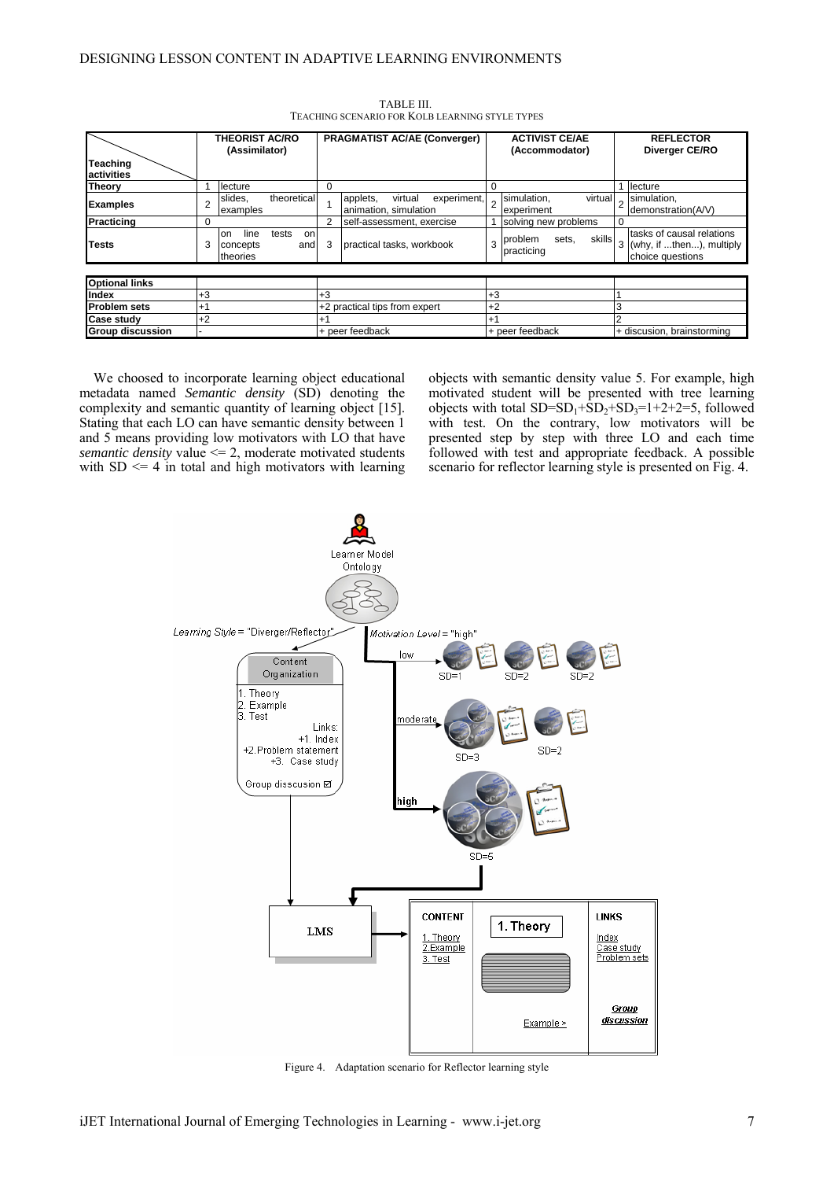TABLE III.
TEACHING SCENARIO FOR KOLB LEARNING STYLE TYPES

| Teaching activities | THEORIST AC/RO (Assimilator) | | PRAGMATIST AC/AE (Converger) | | ACTIVIST CE/AE (Accommodator) | | REFLECTOR Diverger CE/RO | |
|---|---|---|---|---|---|---|---|---|
| Theory | 1 | lecture | 0 | | 0 | | 1 | lecture |
| Examples | 2 | slides, theoretical examples | 1 | applets, virtual experiment, animation, simulation | 2 | simulation, virtual experiment | 2 | simulation, demonstration(A/V) |
| Practicing | 0 | | 2 | self-assessment, exercise | 1 | solving new problems | 0 | |
| Tests | 3 | on line tests on concepts and theories | 3 | practical tasks, workbook | 3 | problem sets, skills practicing | 3 | tasks of causal relations (why, if ...then...), multiply choice questions |
| **Optional links** | | | | | | | | |
| Index | +3 | | +3 | | +3 | | 1 | |
| Problem sets | +1 | | +2 practical tips from expert | | +2 | | 3 | |
| Case study | +2 | | +1 | | +1 | | 2 | |
| Group discussion | - | | + peer feedback | | + peer feedback | | + discusion, brainstorming | |

We choosed to incorporate learning object educational metadata named *Semantic density* (SD) denoting the complexity and semantic quantity of learning object [15]. Stating that each LO can have semantic density between 1 and 5 means providing low motivators with LO that have *semantic density* value <= 2, moderate motivated students with SD <= 4 in total and high motivators with learning objects with semantic density value 5. For example, high motivated student will be presented with tree learning objects with total $SD=SD_1+SD_2+SD_3=1+2+2=5$, followed with test. On the contrary, low motivators will be presented step by step with three LO and each time followed with test and appropriate feedback. A possible scenario for reflector learning style is presented on Fig. 4.

Figure 4. Adaptation scenario for Reflector learning style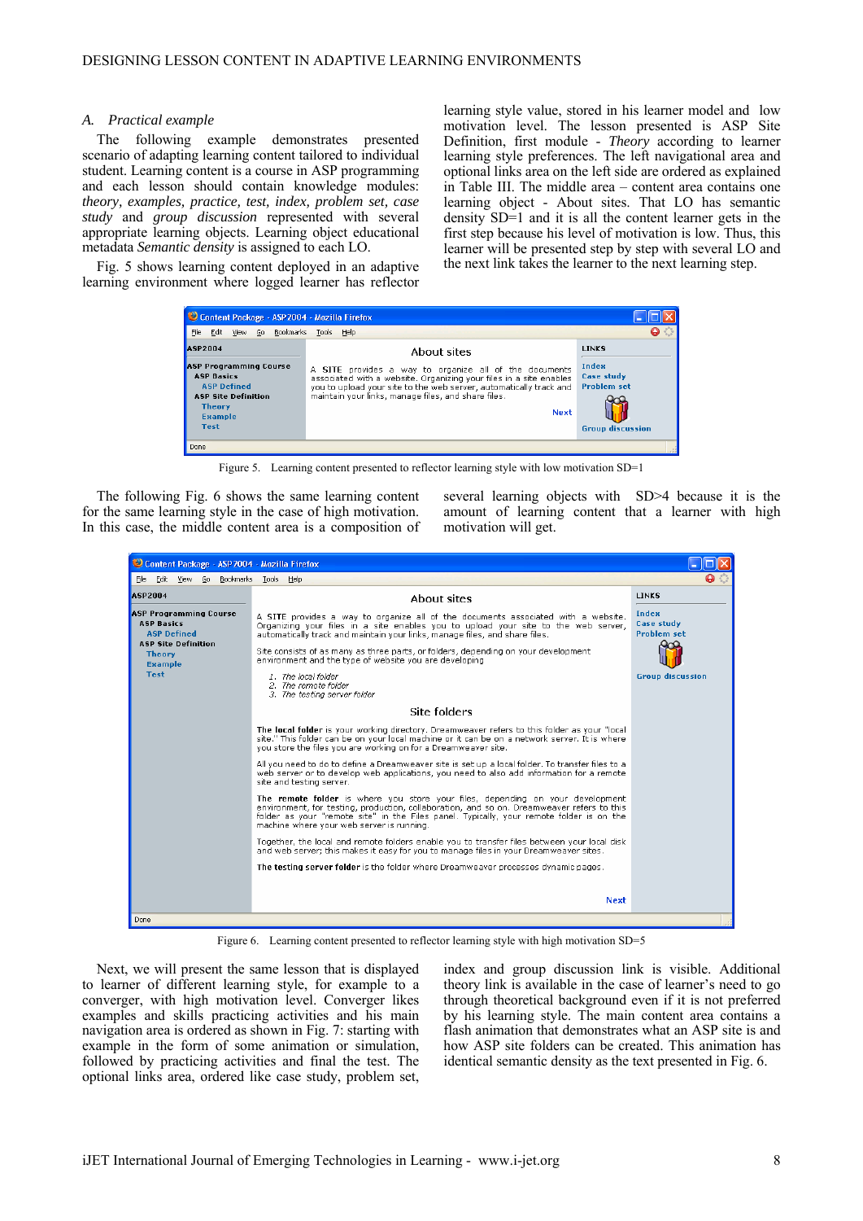### A. *Practical example*

The following example demonstrates presented scenario of adapting learning content tailored to individual student. Learning content is a course in ASP programming and each lesson should contain knowledge modules: *theory, examples, practice, test, index, problem set, case study* and *group discussion* represented with several appropriate learning objects. Learning object educational metadata *Semantic density* is assigned to each LO.

Fig. 5 shows learning content deployed in an adaptive learning environment where logged learner has reflector learning style value, stored in his learner model and low motivation level. The lesson presented is ASP Site Definition, first module - *Theory* according to learner learning style preferences. The left navigational area and optional links area on the left side are ordered as explained in Table III. The middle area – content area contains one learning object - About sites. That LO has semantic density SD=1 and it is all the content learner gets in the first step because his level of motivation is low. Thus, this learner will be presented step by step with several LO and the next link takes the learner to the next learning step.

Figure 5. Learning content presented to reflector learning style with low motivation SD=1

The following Fig. 6 shows the same learning content for the same learning style in the case of high motivation. In this case, the middle content area is a composition of several learning objects with SD>4 because it is the amount of learning content that a learner with high motivation will get.

Figure 6. Learning content presented to reflector learning style with high motivation SD=5

Next, we will present the same lesson that is displayed to learner of different learning style, for example to a converger, with high motivation level. Converger likes examples and skills practicing activities and his main navigation area is ordered as shown in Fig. 7: starting with example in the form of some animation or simulation, followed by practicing activities and final the test. The optional links area, ordered like case study, problem set, index and group discussion link is visible. Additional theory link is available in the case of learner's need to go through theoretical background even if it is not preferred by his learning style. The main content area contains a flash animation that demonstrates what an ASP site is and how ASP site folders can be created. This animation has identical semantic density as the text presented in Fig. 6.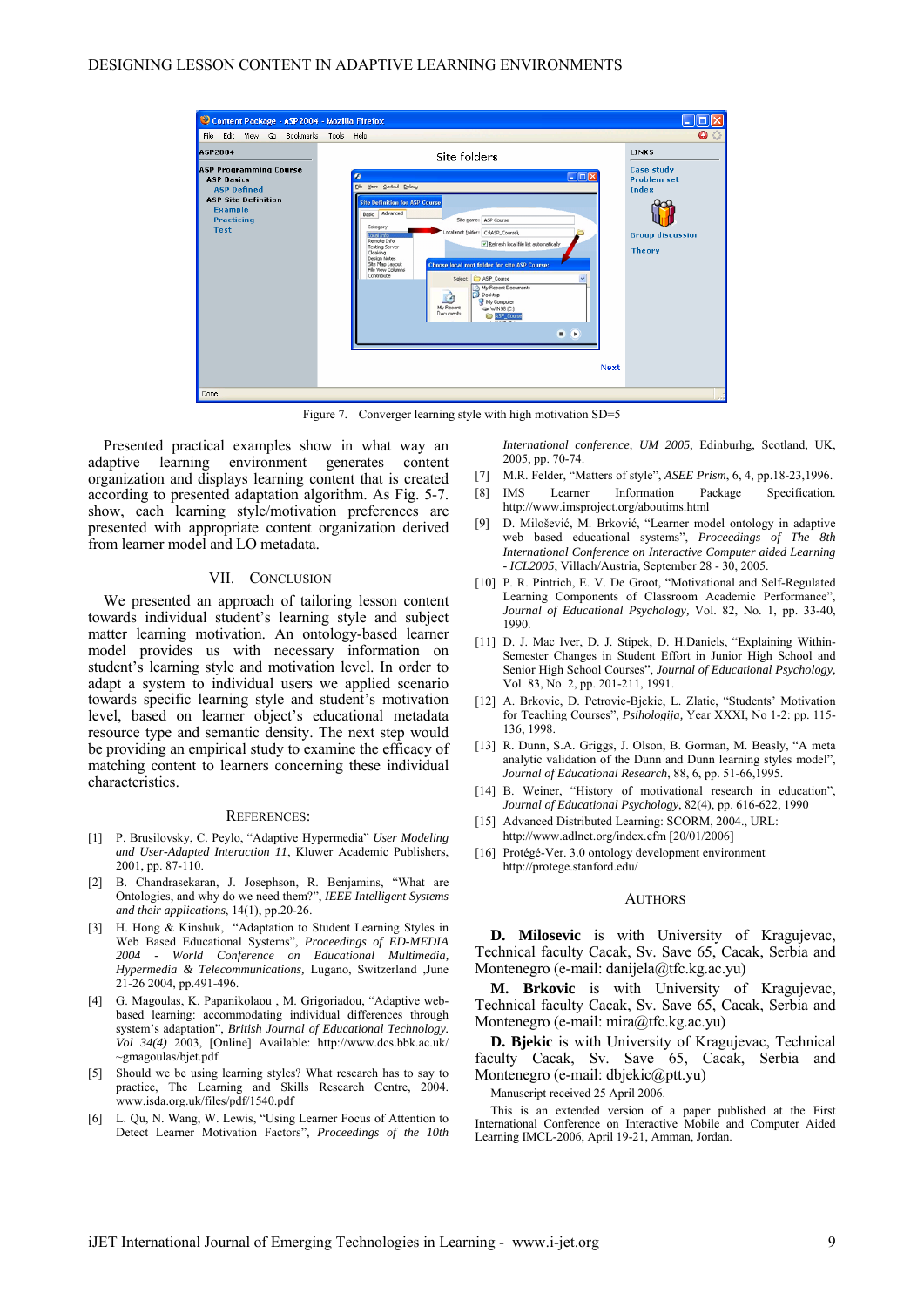Figure 7. Converger learning style with high motivation SD=5

Presented practical examples show in what way an adaptive learning environment generates content organization and displays learning content that is created according to presented adaptation algorithm. As Fig. 5-7. show, each learning style/motivation preferences are presented with appropriate content organization derived from learner model and LO metadata.

## VII. Conclusion

We presented an approach of tailoring lesson content towards individual student's learning style and subject matter learning motivation. An ontology-based learner model provides us with necessary information on student's learning style and motivation level. In order to adapt a system to individual users we applied scenario towards specific learning style and student's motivation level, based on learner object's educational metadata resource type and semantic density. The next step would be providing an empirical study to examine the efficacy of matching content to learners concerning these individual characteristics.

## References:

[1] P. Brusilovsky, C. Peylo, "Adaptive Hypermedia" *User Modeling and User-Adapted Interaction 11*, Kluwer Academic Publishers, 2001, pp. 87-110.

[2] B. Chandrasekaran, J. Josephson, R. Benjamins, "What are Ontologies, and why do we need them?", *IEEE Intelligent Systems and their applications*, 14(1), pp.20-26.

[3] H. Hong & Kinshuk, "Adaptation to Student Learning Styles in Web Based Educational Systems", *Proceedings of ED-MEDIA 2004 - World Conference on Educational Multimedia, Hypermedia & Telecommunications*, Lugano, Switzerland ,June 21-26 2004, pp.491-496.

[4] G. Magoulas, K. Papanikolaou , M. Grigoriadou, "Adaptive web-based learning: accommodating individual differences through system's adaptation", *British Journal of Educational Technology. Vol 34(4)* 2003, [Online] Available: http://www.dcs.bbk.ac.uk/~gmagoulas/bjet.pdf

[5] Should we be using learning styles? What research has to say to practice, The Learning and Skills Research Centre, 2004. www.isda.org.uk/files/pdf/1540.pdf

[6] L. Qu, N. Wang, W. Lewis, "Using Learner Focus of Attention to Detect Learner Motivation Factors", *Proceedings of the 10th International conference, UM 2005*, Edinburhg, Scotland, UK, 2005, pp. 70-74.

[7] M.R. Felder, "Matters of style", *ASEE Prism*, 6, 4, pp.18-23,1996.

[8] IMS Learner Information Package Specification. http://www.imsproject.org/aboutims.html

[9] D. Milošević, M. Brković, "Learner model ontology in adaptive web based educational systems", *Proceedings of The 8th International Conference on Interactive Computer aided Learning - ICL2005*, Villach/Austria, September 28 - 30, 2005.

[10] P. R. Pintrich, E. V. De Groot, "Motivational and Self-Regulated Learning Components of Classroom Academic Performance", *Journal of Educational Psychology,* Vol. 82, No. 1, pp. 33-40, 1990.

[11] D. J. Mac Iver, D. J. Stipek, D. H.Daniels, "Explaining Within-Semester Changes in Student Effort in Junior High School and Senior High School Courses", *Journal of Educational Psychology,* Vol. 83, No. 2, pp. 201-211, 1991.

[12] A. Brkovic, D. Petrovic-Bjekic, L. Zlatic, "Students' Motivation for Teaching Courses", *Psihologija,* Year XXXI, No 1-2: pp. 115-136, 1998.

[13] R. Dunn, S.A. Griggs, J. Olson, B. Gorman, M. Beasly, "A meta analytic validation of the Dunn and Dunn learning styles model", *Journal of Educational Research*, 88, 6, pp. 51-66,1995.

[14] B. Weiner, "History of motivational research in education", *Journal of Educational Psychology*, 82(4), pp. 616-622, 1990

[15] Advanced Distributed Learning: SCORM, 2004., URL: http://www.adlnet.org/index.cfm [20/01/2006]

[16] Protégé-Ver. 3.0 ontology development environment http://protege.stanford.edu/

## Authors

**D. Milosevic** is with University of Kragujevac, Technical faculty Cacak, Sv. Save 65, Cacak, Serbia and Montenegro (e-mail: danijela@tfc.kg.ac.yu)

**M. Brkovic** is with University of Kragujevac, Technical faculty Cacak, Sv. Save 65, Cacak, Serbia and Montenegro (e-mail: mira@tfc.kg.ac.yu)

**D. Bjekic** is with University of Kragujevac, Technical faculty Cacak, Sv. Save 65, Cacak, Serbia and Montenegro (e-mail: dbjekic@ptt.yu)

Manuscript received 25 April 2006.

This is an extended version of a paper published at the First International Conference on Interactive Mobile and Computer Aided Learning IMCL-2006, April 19-21, Amman, Jordan.